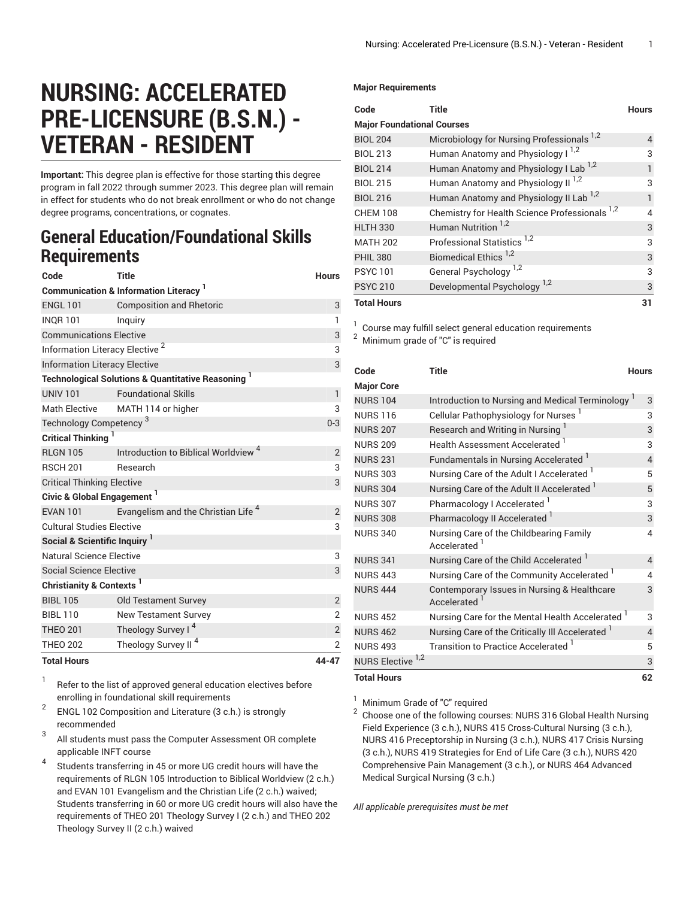# NURSING: ACCELERATED PRE-LICENSURE (B.S.N.) - VETERAN - RESIDENT

**Important:** This degree plan is effective for those starting this degree program in fall 2022 through summer 2023. This degree plan will remain in effect for students who do not break enrollment or who do not change degree programs, concentrations, or cognates.

## General Education/Foundational Skills Requirements

| Code | Title | Hours |
|---|---|---|
| **Communication & Information Literacy [1]** | | |
| ENGL 101 | Composition and Rhetoric | 3 |
| INQR 101 | Inquiry | 1 |
| Communications Elective | | 3 |
| Information Literacy Elective [2] | | 3 |
| Information Literacy Elective | | 3 |
| **Technological Solutions & Quantitative Reasoning [1]** | | |
| UNIV 101 | Foundational Skills | 1 |
| Math Elective | MATH 114 or higher | 3 |
| Technology Competency [3] | | 0-3 |
| **Critical Thinking [1]** | | |
| RLGN 105 | Introduction to Biblical Worldview [4] | 2 |
| RSCH 201 | Research | 3 |
| Critical Thinking Elective | | 3 |
| **Civic & Global Engagement [1]** | | |
| EVAN 101 | Evangelism and the Christian Life [4] | 2 |
| Cultural Studies Elective | | 3 |
| **Social & Scientific Inquiry [1]** | | |
| Natural Science Elective | | 3 |
| Social Science Elective | | 3 |
| **Christianity & Contexts [1]** | | |
| BIBL 105 | Old Testament Survey | 2 |
| BIBL 110 | New Testament Survey | 2 |
| THEO 201 | Theology Survey I [4] | 2 |
| THEO 202 | Theology Survey II [4] | 2 |
| **Total Hours** | | **44-47** |

1. Refer to the list of approved general education electives before enrolling in foundational skill requirements
2. ENGL 102 Composition and Literature (3 c.h.) is strongly recommended
3. All students must pass the Computer Assessment OR complete applicable INFT course
4. Students transferring in 45 or more UG credit hours will have the requirements of RLGN 105 Introduction to Biblical Worldview (2 c.h.) and EVAN 101 Evangelism and the Christian Life (2 c.h.) waived; Students transferring in 60 or more UG credit hours will also have the requirements of THEO 201 Theology Survey I (2 c.h.) and THEO 202 Theology Survey II (2 c.h.) waived

**Major Requirements**

| Code | Title | Hours |
|---|---|---|
| **Major Foundational Courses** | | |
| BIOL 204 | Microbiology for Nursing Professionals [1,2] | 4 |
| BIOL 213 | Human Anatomy and Physiology I [1,2] | 3 |
| BIOL 214 | Human Anatomy and Physiology I Lab [1,2] | 1 |
| BIOL 215 | Human Anatomy and Physiology II [1,2] | 3 |
| BIOL 216 | Human Anatomy and Physiology II Lab [1,2] | 1 |
| CHEM 108 | Chemistry for Health Science Professionals [1,2] | 4 |
| HLTH 330 | Human Nutrition [1,2] | 3 |
| MATH 202 | Professional Statistics [1,2] | 3 |
| PHIL 380 | Biomedical Ethics [1,2] | 3 |
| PSYC 101 | General Psychology [1,2] | 3 |
| PSYC 210 | Developmental Psychology [1,2] | 3 |
| **Total Hours** | | **31** |

1. Course may fulfill select general education requirements
2. Minimum grade of "C" is required

| Code | Title | Hours |
|---|---|---|
| **Major Core** | | |
| NURS 104 | Introduction to Nursing and Medical Terminology [1] | 3 |
| NURS 116 | Cellular Pathophysiology for Nurses [1] | 3 |
| NURS 207 | Research and Writing in Nursing [1] | 3 |
| NURS 209 | Health Assessment Accelerated [1] | 3 |
| NURS 231 | Fundamentals in Nursing Accelerated [1] | 4 |
| NURS 303 | Nursing Care of the Adult I Accelerated [1] | 5 |
| NURS 304 | Nursing Care of the Adult II Accelerated [1] | 5 |
| NURS 307 | Pharmacology I Accelerated [1] | 3 |
| NURS 308 | Pharmacology II Accelerated [1] | 3 |
| NURS 340 | Nursing Care of the Childbearing Family Accelerated [1] | 4 |
| NURS 341 | Nursing Care of the Child Accelerated [1] | 4 |
| NURS 443 | Nursing Care of the Community Accelerated [1] | 4 |
| NURS 444 | Contemporary Issues in Nursing & Healthcare Accelerated [1] | 3 |
| NURS 452 | Nursing Care for the Mental Health Accelerated [1] | 3 |
| NURS 462 | Nursing Care of the Critically Ill Accelerated [1] | 4 |
| NURS 493 | Transition to Practice Accelerated [1] | 5 |
| NURS Elective [1,2] | | 3 |
| **Total Hours** | | **62** |

1. Minimum Grade of "C" required
2. Choose one of the following courses: NURS 316 Global Health Nursing Field Experience (3 c.h.), NURS 415 Cross-Cultural Nursing (3 c.h.), NURS 416 Preceptorship in Nursing (3 c.h.), NURS 417 Crisis Nursing (3 c.h.), NURS 419 Strategies for End of Life Care (3 c.h.), NURS 420 Comprehensive Pain Management (3 c.h.), or NURS 464 Advanced Medical Surgical Nursing (3 c.h.)

*All applicable prerequisites must be met*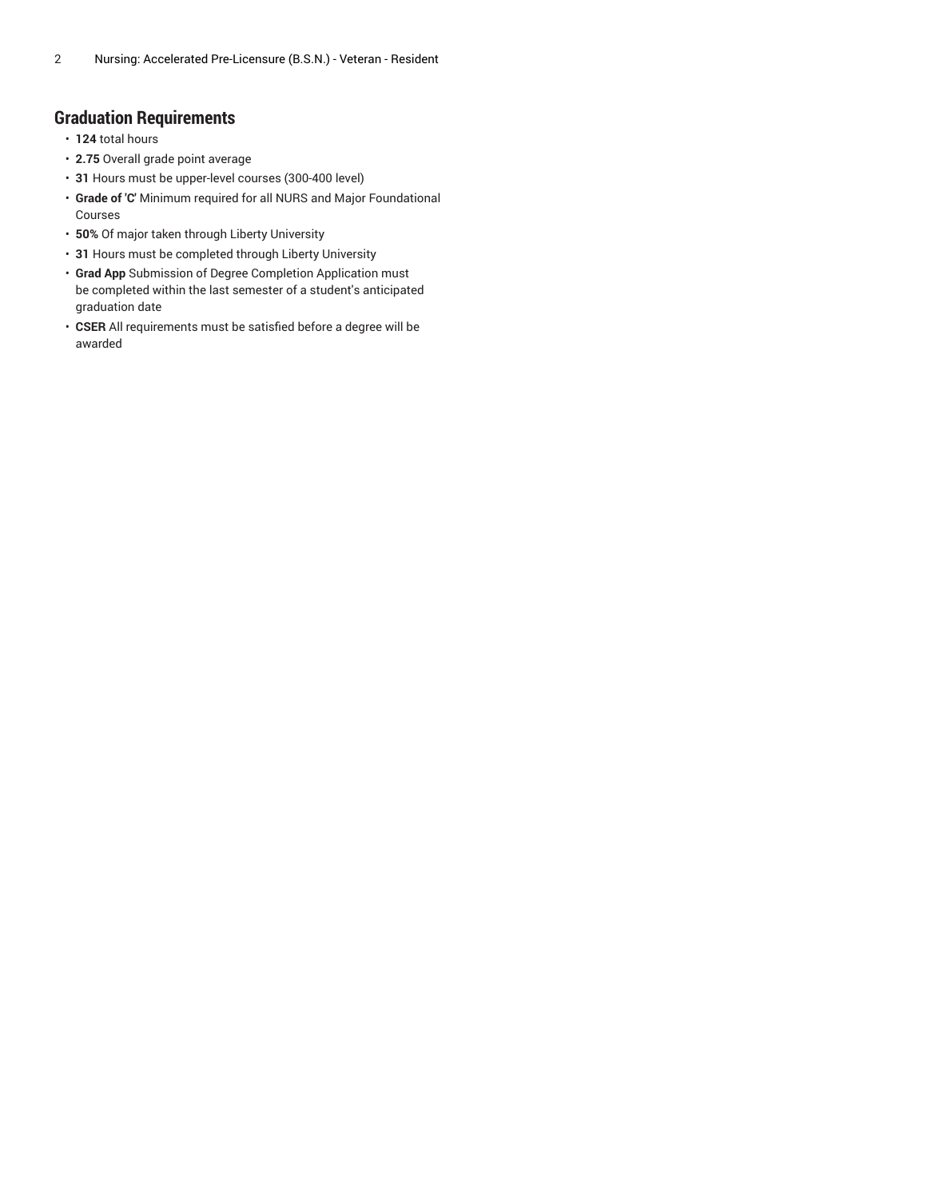## Graduation Requirements

- **124** total hours
- **2.75** Overall grade point average
- **31** Hours must be upper-level courses (300-400 level)
- **Grade of 'C'** Minimum required for all NURS and Major Foundational Courses
- **50%** Of major taken through Liberty University
- **31** Hours must be completed through Liberty University
- **Grad App** Submission of Degree Completion Application must be completed within the last semester of a student's anticipated graduation date
- **CSER** All requirements must be satisfied before a degree will be awarded